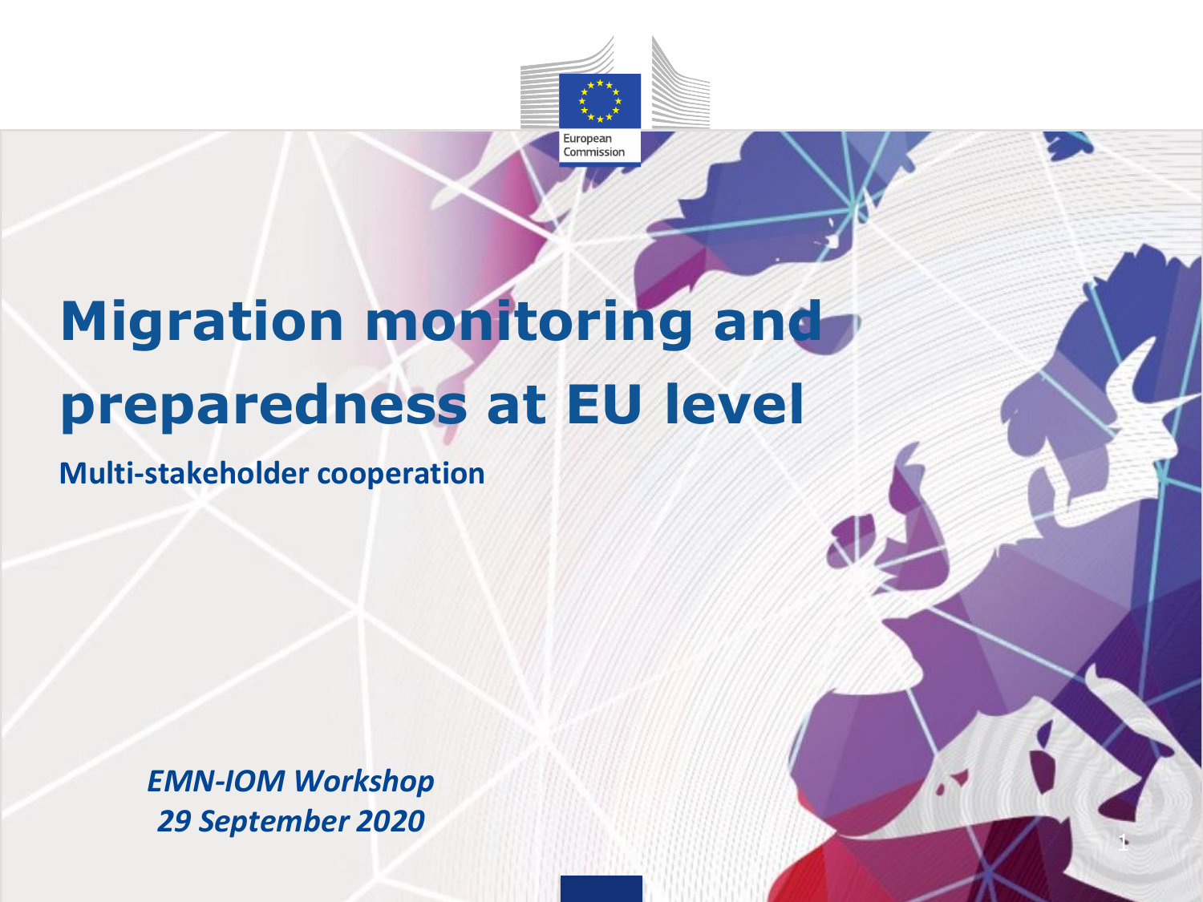# Migration monitoring and preparedness at EU level

**Multi-stakeholder cooperation**

*EMN-IOM Workshop*
*29 September 2020*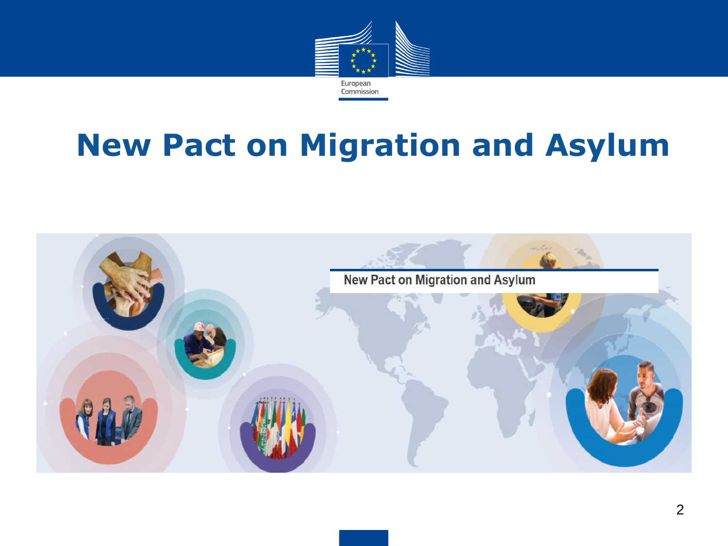# New Pact on Migration and Asylum

New Pact on Migration and Asylum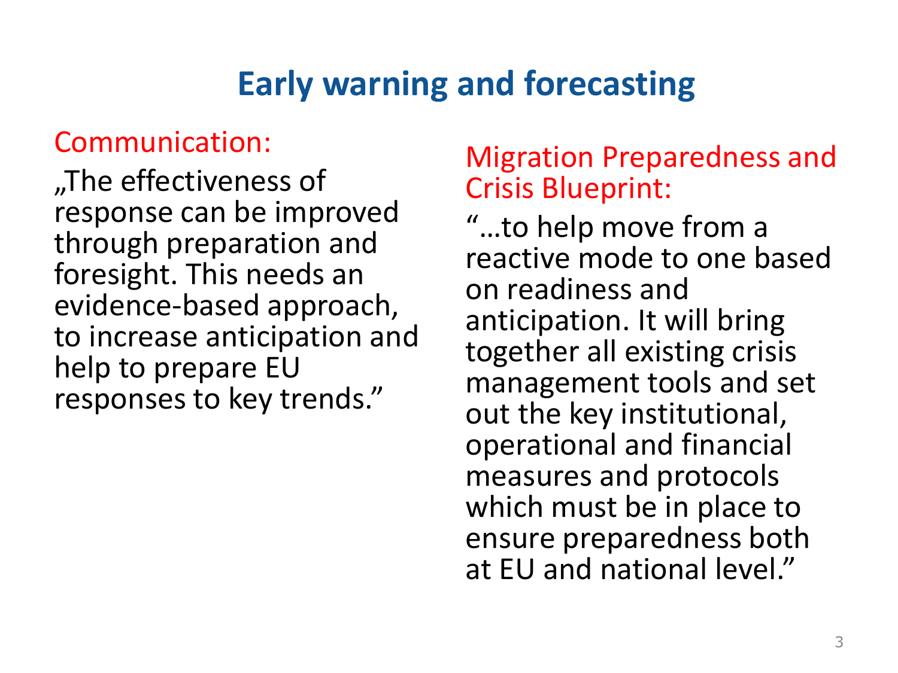# Early warning and forecasting

Communication:

„The effectiveness of response can be improved through preparation and foresight. This needs an evidence-based approach, to increase anticipation and help to prepare EU responses to key trends."

Migration Preparedness and Crisis Blueprint:

"…to help move from a reactive mode to one based on readiness and anticipation. It will bring together all existing crisis management tools and set out the key institutional, operational and financial measures and protocols which must be in place to ensure preparedness both at EU and national level."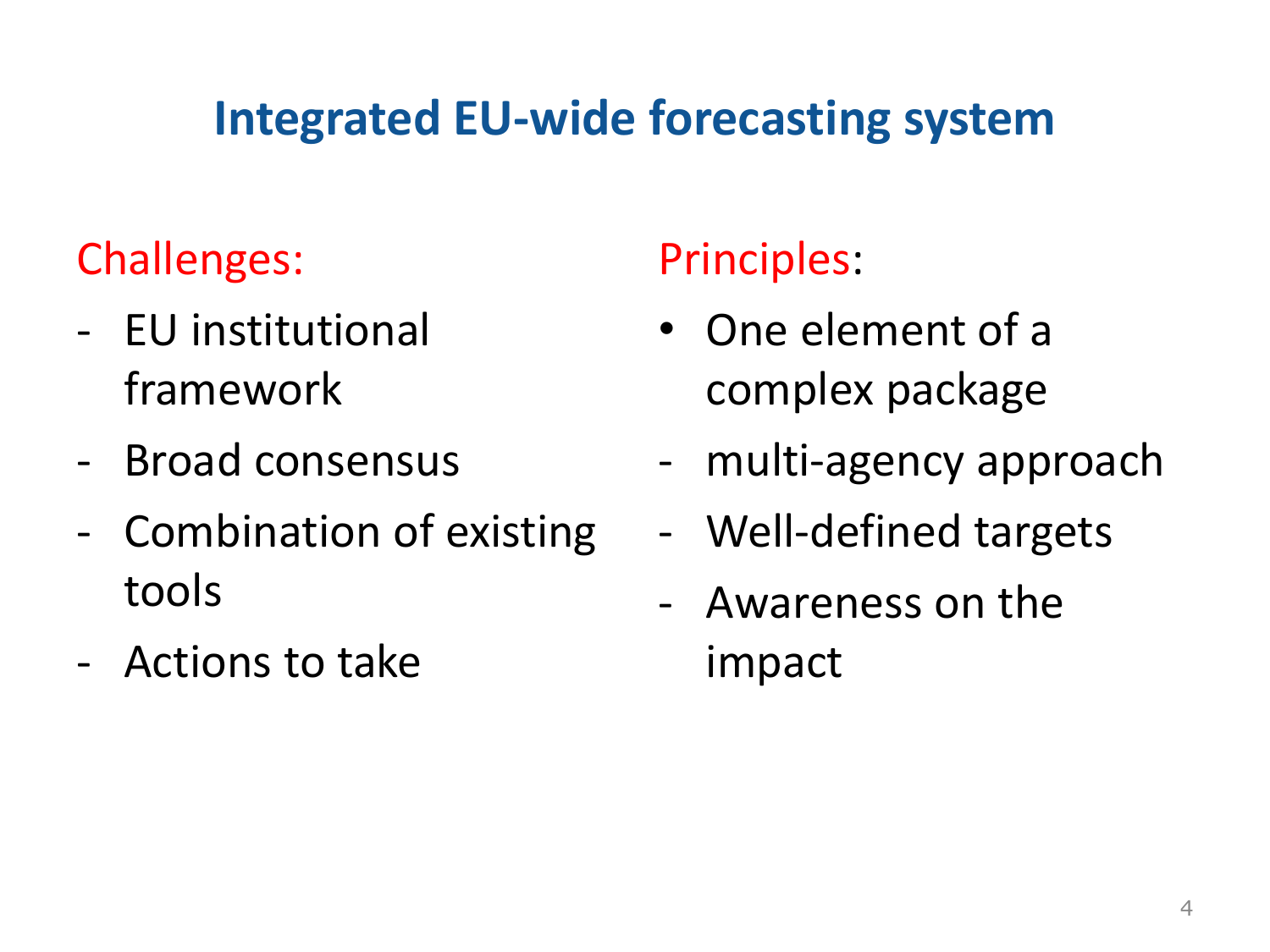# Integrated EU-wide forecasting system

Challenges:

- EU institutional framework
- Broad consensus
- Combination of existing tools
- Actions to take

Principles:

- One element of a complex package
- multi-agency approach
- Well-defined targets
- Awareness on the impact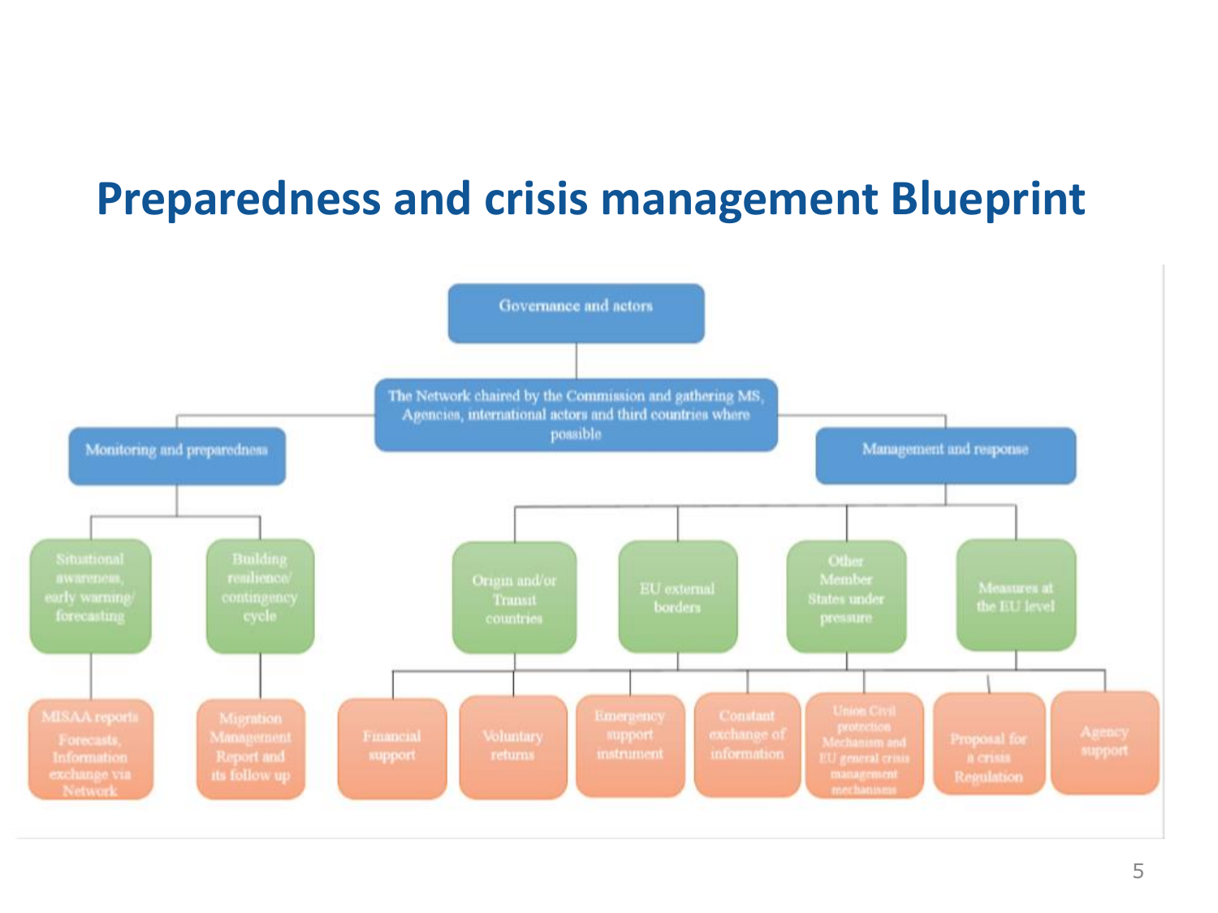# Preparedness and crisis management Blueprint

- Governance and actors
  - The Network chaired by the Commission and gathering MS, Agencies, international actors and third countries where possible
    - Monitoring and preparedness
      - Situational awareness, early warning/ forecasting
        - MISAA reports Forecasts, Information exchange via Network
      - Building resilience/ contingency cycle
        - Migration Management Report and its follow up
    - Management and response
      - Origin and/or Transit countries
      - EU external borders
      - Other Member States under pressure
      - Measures at the EU level
        - Financial support
        - Voluntary returns
        - Emergency support instrument
        - Constant exchange of information
        - Union Civil protection Mechanism and EU general crisis management mechanisms
        - Proposal for a crisis Regulation
        - Agency support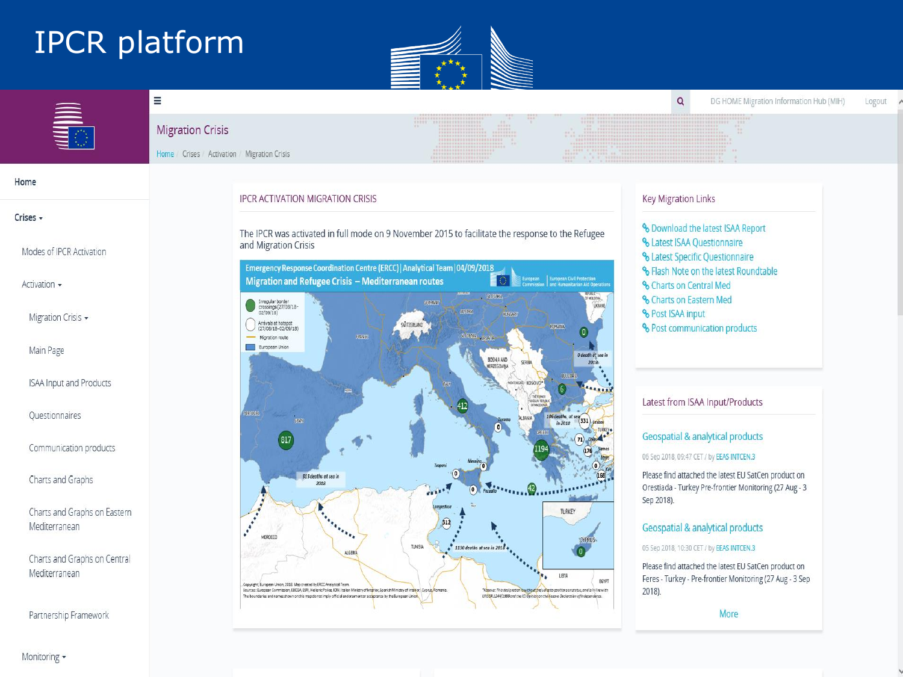# IPCR platform

DG HOME Migration Information Hub (MIH) Logout

## Migration Crisis

Home / Crises / Activation / Migration Crisis

- Home
- Crises
  - Modes of IPCR Activation
  - Activation
    - Migration Crisis
    - Main Page
    - ISAA Input and Products
    - Questionnaires
    - Communication products
    - Charts and Graphs
    - Charts and Graphs on Eastern Mediterranean
    - Charts and Graphs on Central Mediterranean
    - Partnership Framework
  - Monitoring

### IPCR ACTIVATION MIGRATION CRISIS

The IPCR was activated in full mode on 9 November 2015 to facilitate the response to the Refugee and Migration Crisis

Emergency Response Coordination Centre (ERCC) | Analytical Team | 04/09/2018

Migration and Refugee Crisis – Mediterranean routes

### Key Migration Links

- Download the latest ISAA Report
- Latest ISAA Questionnaire
- Latest Specific Questionnaire
- Flash Note on the latest Roundtable
- Charts on Central Med
- Charts on Eastern Med
- Post ISAA input
- Post communication products

### Latest from ISAA Input/Products

**Geospatial & analytical products**

06 Sep 2018, 09:47 CET / by EEAS INTCEN.3

Please find attached the latest EU SatCen product on Orestiada - Turkey Pre-frontier Monitoring (27 Aug - 3 Sep 2018).

**Geospatial & analytical products**

05 Sep 2018, 10:30 CET / by EEAS INTCEN.3

Please find attached the latest EU SatCen product on Feres - Turkey - Pre-frontier Monitoring (27 Aug - 3 Sep 2018).

More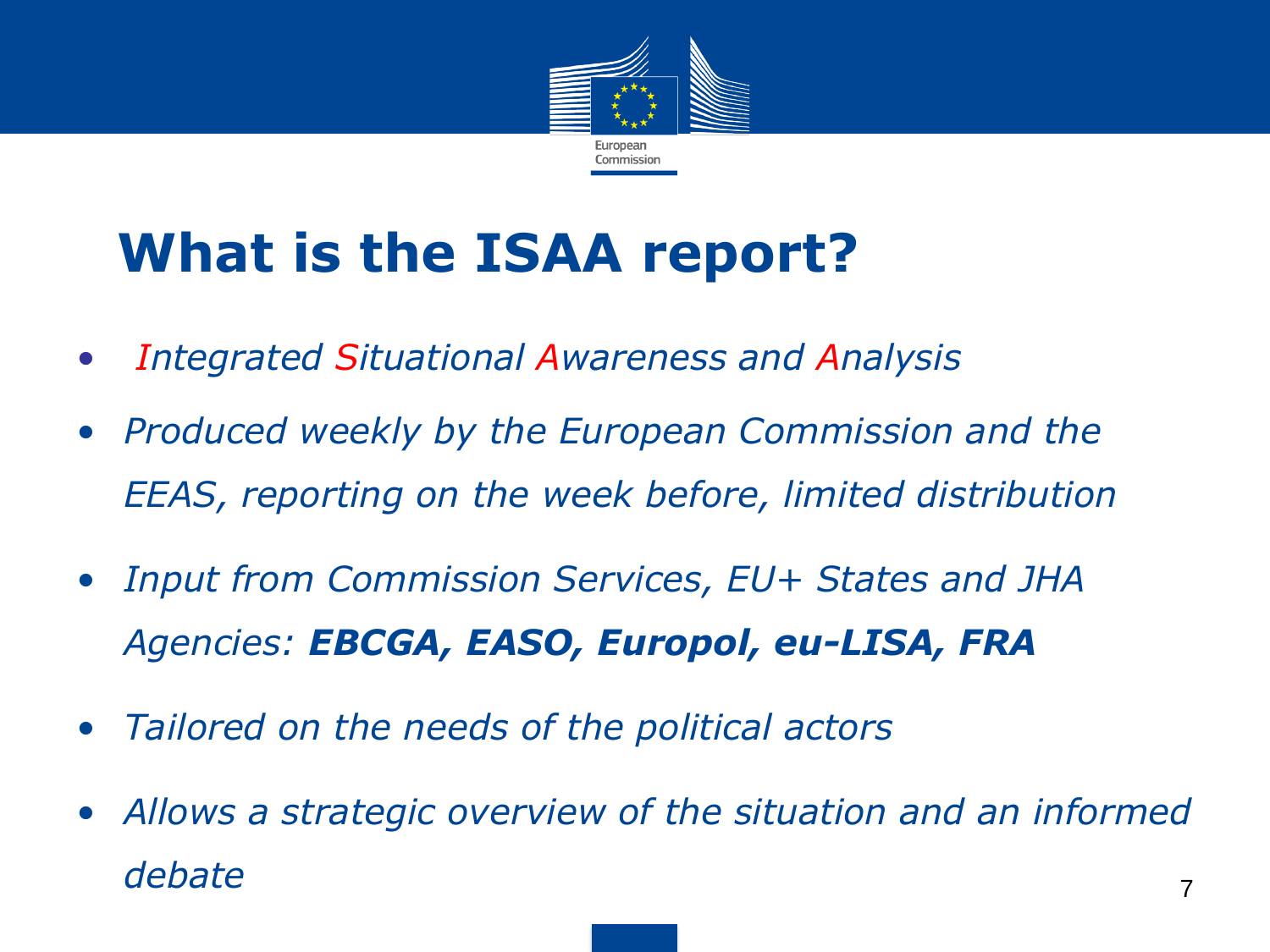# What is the ISAA report?

- *Integrated Situational Awareness and Analysis*
- *Produced weekly by the European Commission and the EEAS, reporting on the week before, limited distribution*
- *Input from Commission Services, EU+ States and JHA Agencies: **EBCGA, EASO, Europol, eu-LISA, FRA***
- *Tailored on the needs of the political actors*
- *Allows a strategic overview of the situation and an informed debate*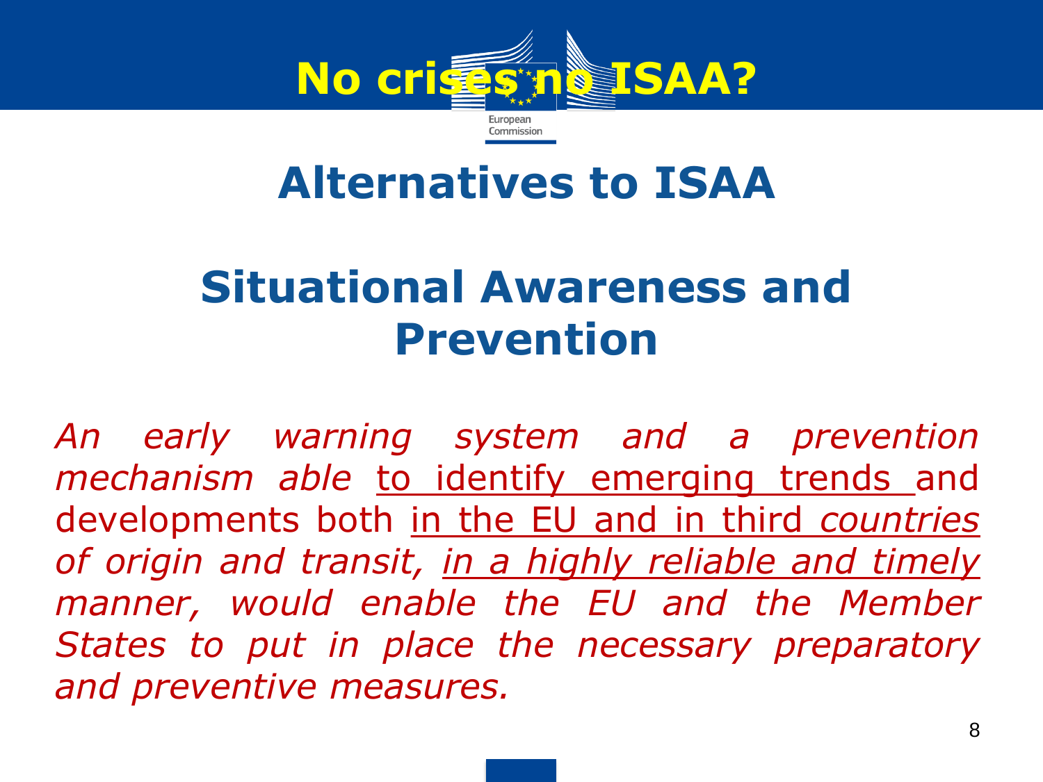# No crises no ISAA?

## Alternatives to ISAA

## Situational Awareness and Prevention

*An early warning system and a prevention mechanism able* to identify emerging trends and developments both in the EU and in third *countries of origin and transit, in a highly reliable and timely manner, would enable the EU and the Member States to put in place the necessary preparatory and preventive measures.*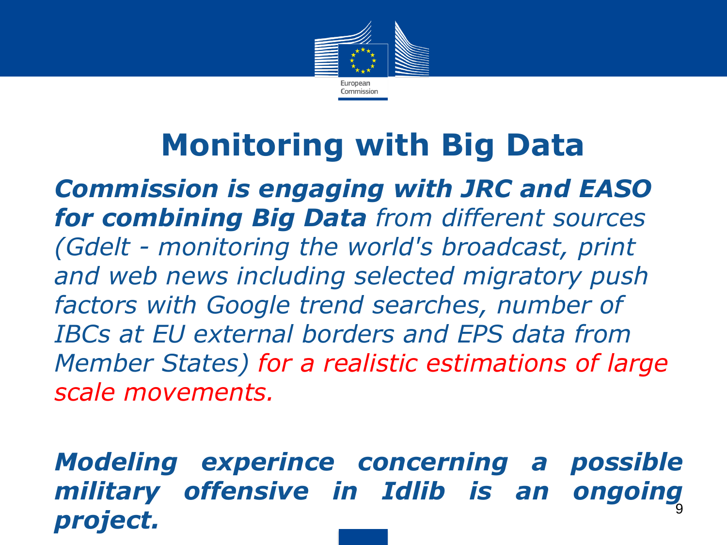# Monitoring with Big Data

***Commission is engaging with JRC and EASO for combining Big Data*** *from different sources (Gdelt - monitoring the world's broadcast, print and web news including selected migratory push factors with Google trend searches, number of IBCs at EU external borders and EPS data from Member States) for a realistic estimations of large scale movements.*

***Modeling experince concerning a possible military offensive in Idlib is an ongoing project.***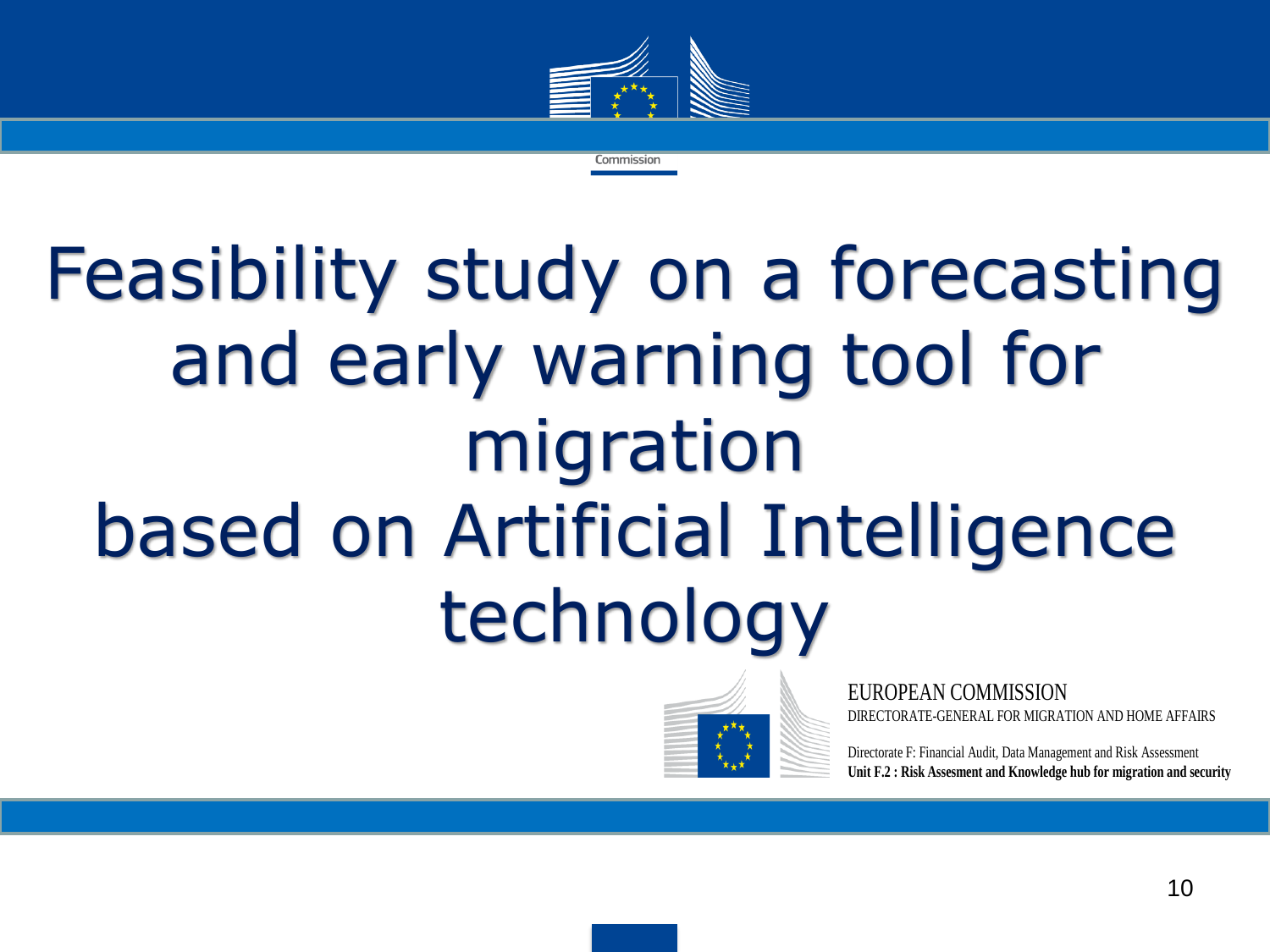# Feasibility study on a forecasting and early warning tool for migration based on Artificial Intelligence technology

EUROPEAN COMMISSION
DIRECTORATE-GENERAL FOR MIGRATION AND HOME AFFAIRS

Directorate F: Financial Audit, Data Management and Risk Assessment
**Unit F.2 : Risk Assesment and Knowledge hub for migration and security**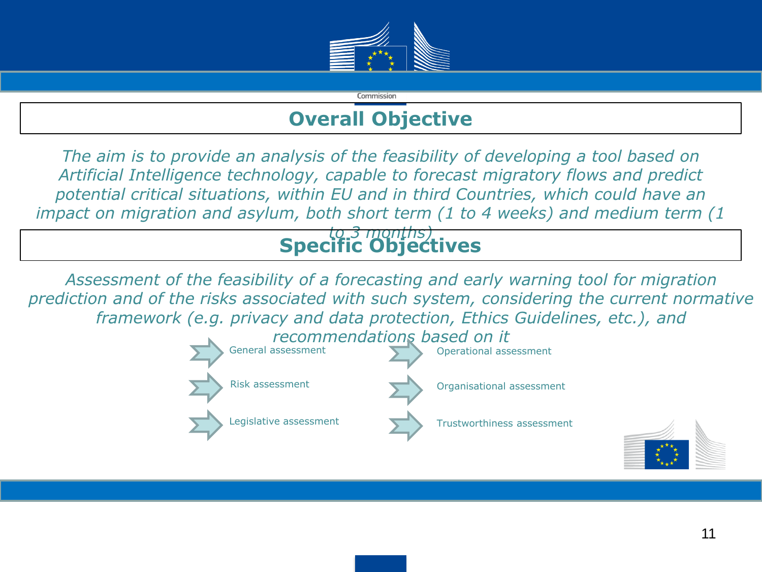## Overall Objective

*The aim is to provide an analysis of the feasibility of developing a tool based on Artificial Intelligence technology, capable to forecast migratory flows and predict potential critical situations, within EU and in third Countries, which could have an impact on migration and asylum, both short term (1 to 4 weeks) and medium term (1 to 3 months)*

## Specific Objectives

*Assessment of the feasibility of a forecasting and early warning tool for migration prediction and of the risks associated with such system, considering the current normative framework (e.g. privacy and data protection, Ethics Guidelines, etc.), and recommendations based on it*

- General assessment
- Risk assessment
- Legislative assessment
- Operational assessment
- Organisational assessment
- Trustworthiness assessment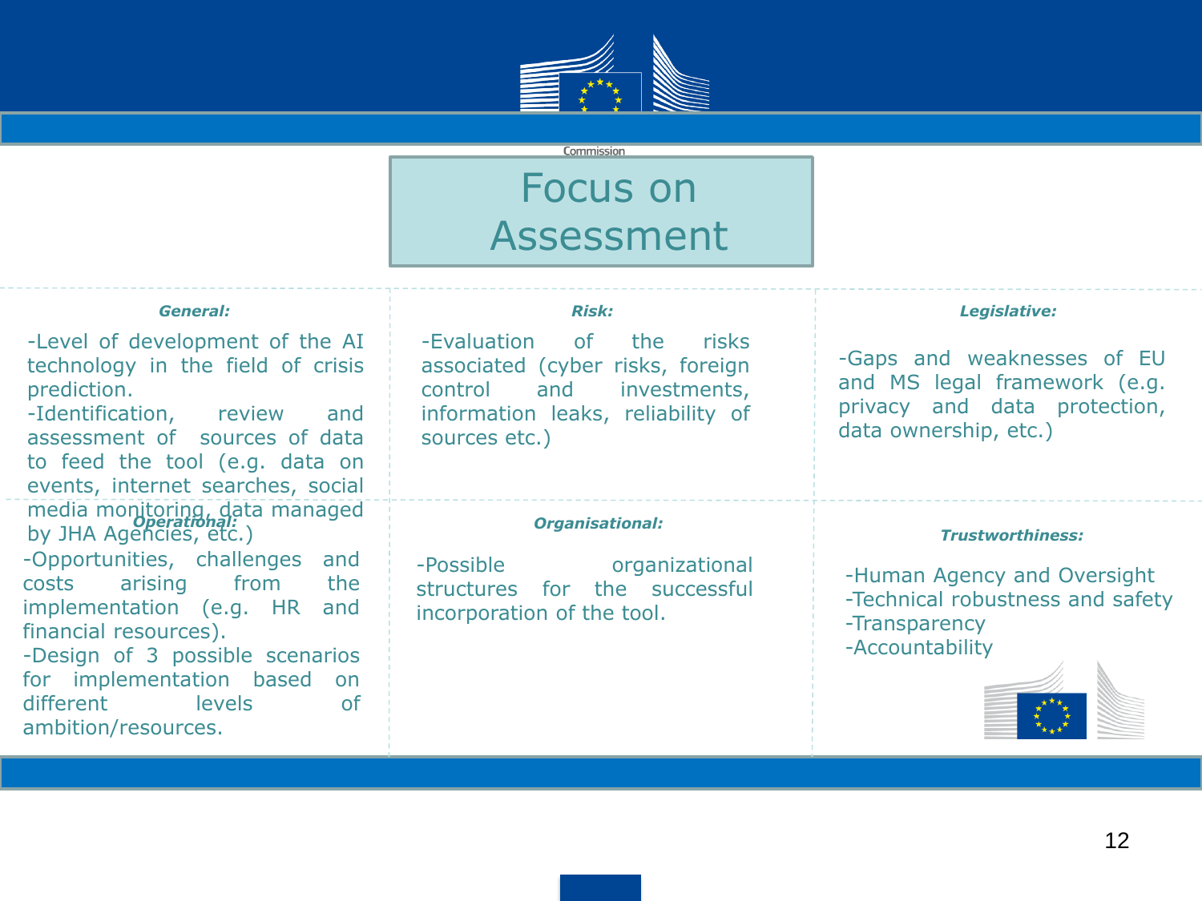# Focus on Assessment

***General:***

- Level of development of the AI technology in the field of crisis prediction.
- Identification, review and assessment of sources of data to feed the tool (e.g. data on events, internet searches, social media monitoring, data managed by JHA Agencies, etc.)

***Risk:***

- Evaluation of the risks associated (cyber risks, foreign control and investments, information leaks, reliability of sources etc.)

***Legislative:***

- Gaps and weaknesses of EU and MS legal framework (e.g. privacy and data protection, data ownership, etc.)

***Operational:***

- Opportunities, challenges and costs arising from the implementation (e.g. HR and financial resources).
- Design of 3 possible scenarios for implementation based on different levels of ambition/resources.

***Organisational:***

- Possible organizational structures for the successful incorporation of the tool.

***Trustworthiness:***

- Human Agency and Oversight
- Technical robustness and safety
- Transparency
- Accountability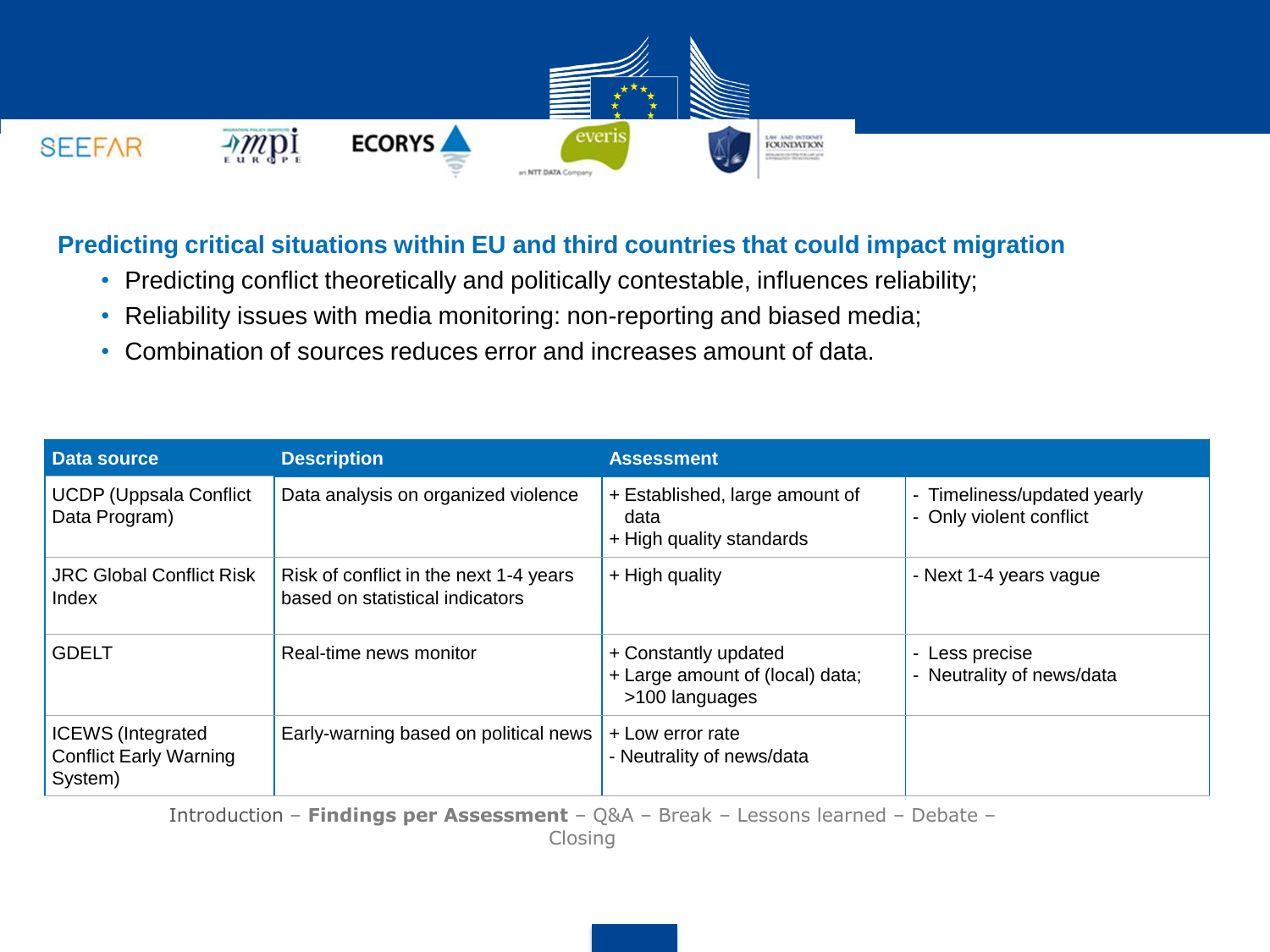## Predicting critical situations within EU and third countries that could impact migration

- Predicting conflict theoretically and politically contestable, influences reliability;
- Reliability issues with media monitoring: non-reporting and biased media;
- Combination of sources reduces error and increases amount of data.

| Data source | Description | Assessment | |
|---|---|---|---|
| UCDP (Uppsala Conflict Data Program) | Data analysis on organized violence | + Established, large amount of data<br>+ High quality standards | - Timeliness/updated yearly<br>- Only violent conflict |
| JRC Global Conflict Risk Index | Risk of conflict in the next 1-4 years based on statistical indicators | + High quality | - Next 1-4 years vague |
| GDELT | Real-time news monitor | + Constantly updated<br>+ Large amount of (local) data; >100 languages | - Less precise<br>- Neutrality of news/data |
| ICEWS (Integrated Conflict Early Warning System) | Early-warning based on political news | + Low error rate<br>- Neutrality of news/data | |

Introduction – **Findings per Assessment** – Q&A – Break – Lessons learned – Debate – Closing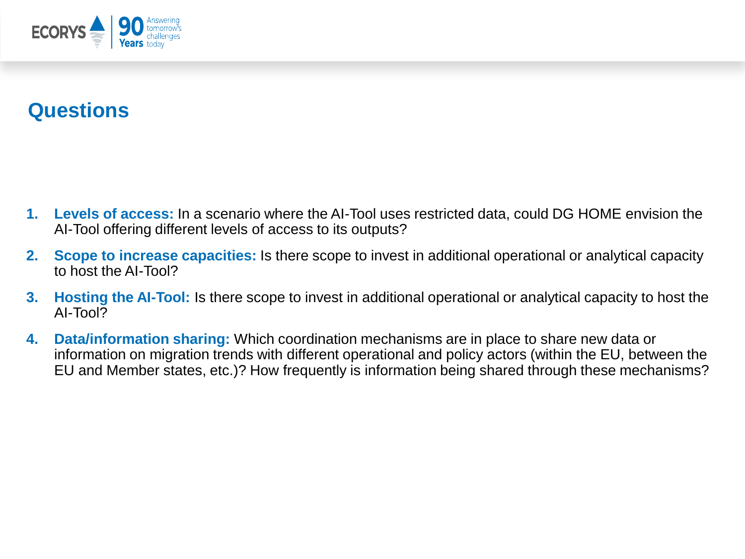# Questions

1. **Levels of access:** In a scenario where the AI-Tool uses restricted data, could DG HOME envision the AI-Tool offering different levels of access to its outputs?
2. **Scope to increase capacities:** Is there scope to invest in additional operational or analytical capacity to host the AI-Tool?
3. **Hosting the AI-Tool:** Is there scope to invest in additional operational or analytical capacity to host the AI-Tool?
4. **Data/information sharing:** Which coordination mechanisms are in place to share new data or information on migration trends with different operational and policy actors (within the EU, between the EU and Member states, etc.)? How frequently is information being shared through these mechanisms?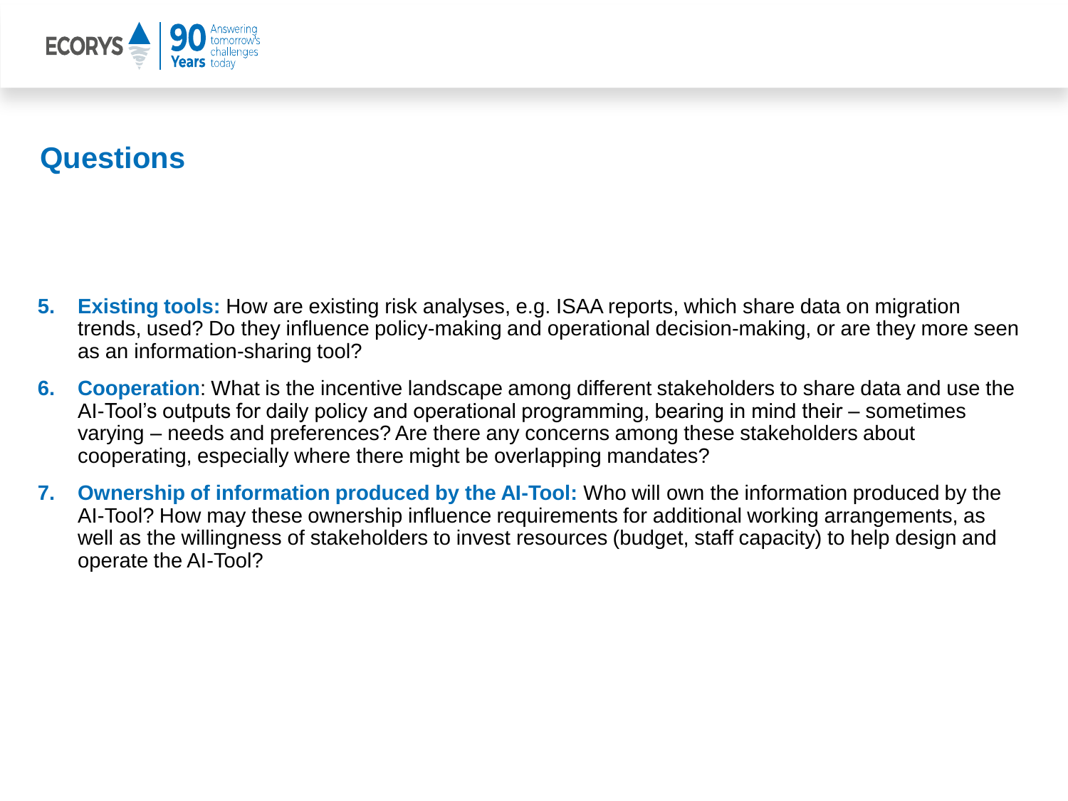## Questions

5. **Existing tools:** How are existing risk analyses, e.g. ISAA reports, which share data on migration trends, used? Do they influence policy-making and operational decision-making, or are they more seen as an information-sharing tool?
6. **Cooperation**: What is the incentive landscape among different stakeholders to share data and use the AI-Tool's outputs for daily policy and operational programming, bearing in mind their – sometimes varying – needs and preferences? Are there any concerns among these stakeholders about cooperating, especially where there might be overlapping mandates?
7. **Ownership of information produced by the AI-Tool:** Who will own the information produced by the AI-Tool? How may these ownership influence requirements for additional working arrangements, as well as the willingness of stakeholders to invest resources (budget, staff capacity) to help design and operate the AI-Tool?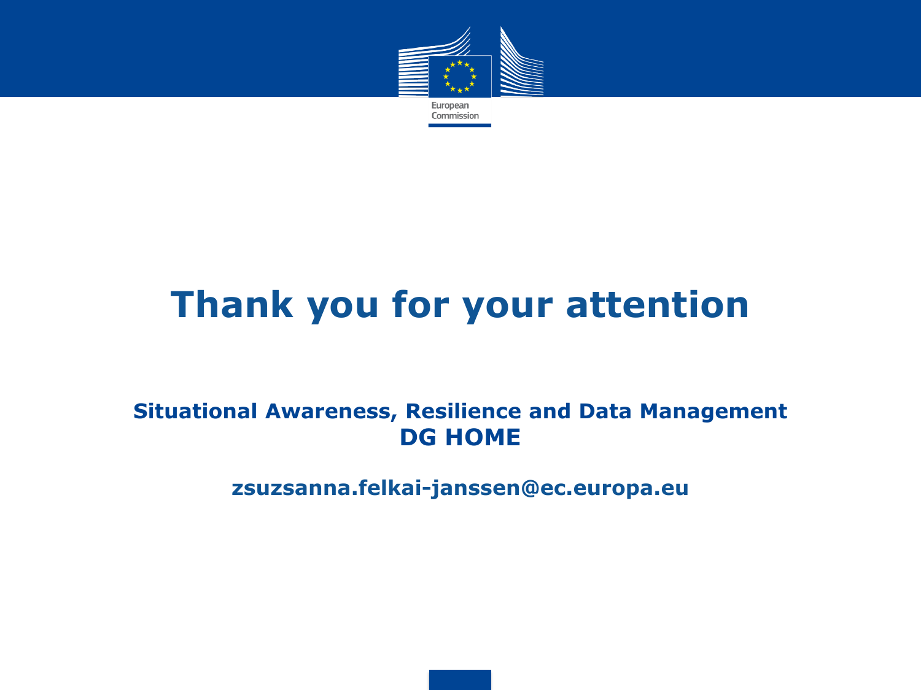# Thank you for your attention

**Situational Awareness, Resilience and Data Management**
**DG HOME**

**zsuzsanna.felkai-janssen@ec.europa.eu**